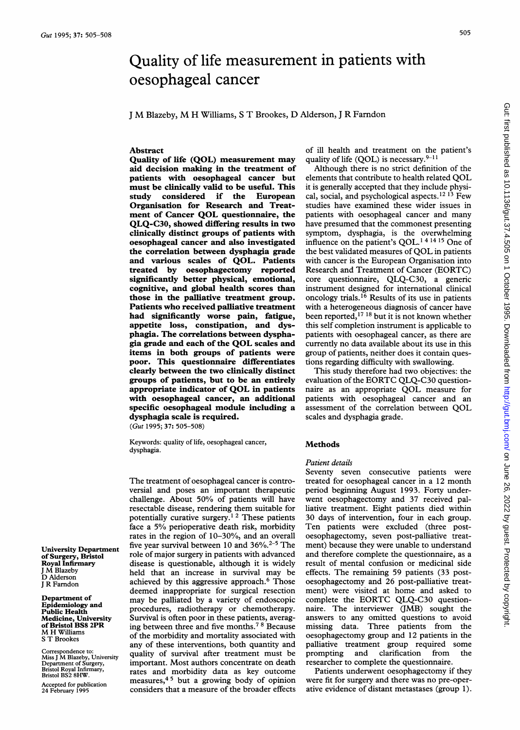# Quality of life measurement in patients with oesophageal cancer

J M Blazeby, M H Williams, S T Brookes, D Alderson, J R Farndon

University Department of Surgery, Bristol Royal Infirmary
J M Blazeby
D Alderson
J R Farndon

Department of Epidemiology and Public Health Medicine, University of Bristol BS8 2PR
M H Williams
S T Brookes

Correspondence to: Miss J M Blazeby, University Department of Surgery, Bristol Royal Infirmary, Bristol BS2 8HW.

Accepted for publication 24 February 1995

## Abstract

**Quality of life (QOL) measurement may aid decision making in the treatment of patients with oesophageal cancer but must be clinically valid to be useful. This study considered if the European Organisation for Research and Treatment of Cancer QOL questionnaire, the QLQ-C30, showed differing results in two clinically distinct groups of patients with oesophageal cancer and also investigated the correlation between dysphagia grade and various scales of QOL. Patients treated by oesophagectomy reported significantly better physical, emotional, cognitive, and global health scores than those in the palliative treatment group. Patients who received palliative treatment had significantly worse pain, fatigue, appetite loss, constipation, and dysphagia. The correlations between dysphagia grade and each of the QOL scales and items in both groups of patients were poor. This questionnaire differentiates clearly between the two clinically distinct groups of patients, but to be an entirely appropriate indicator of QOL in patients with oesophageal cancer, an additional specific oesophageal module including a dysphagia scale is required.**

(*Gut* 1995; **37:** 505–508)

Keywords: quality of life, oesophageal cancer, dysphagia.

The treatment of oesophageal cancer is controversial and poses an important therapeutic challenge. About 50% of patients will have resectable disease, rendering them suitable for potentially curative surgery.[1 2] These patients face a 5% perioperative death risk, morbidity rates in the region of 10–30%, and an overall five year survival between 10 and 36%.[2–5] The role of major surgery in patients with advanced disease is questionable, although it is widely held that an increase in survival may be achieved by this aggressive approach.[6] Those deemed inappropriate for surgical resection may be palliated by a variety of endoscopic procedures, radiotherapy or chemotherapy. Survival is often poor in these patients, averaging between three and five months.[7 8] Because of the morbidity and mortality associated with any of these interventions, both quantity and quality of survival after treatment must be important. Most authors concentrate on death rates and morbidity data as key outcome measures,[4 5] but a growing body of opinion considers that a measure of the broader effects of ill health and treatment on the patient's quality of life (QOL) is necessary.[9–11]

Although there is no strict definition of the elements that contribute to health related QOL it is generally accepted that they include physical, social, and psychological aspects.[12 13] Few studies have examined these wider issues in patients with oesophageal cancer and many have presumed that the commonest presenting symptom, dysphagia, is the overwhelming influence on the patient's QOL.[1 4 14 15] One of the best validated measures of QOL in patients with cancer is the European Organisation for Research and Treatment of Cancer (EORTC) core questionnaire, QLQ-C30, a generic instrument designed for international clinical oncology trials.[16] Results of its use in patients with a heterogeneous diagnosis of cancer have been reported,[17 18] but it is not known whether this self completion instrument is applicable to patients with oesophageal cancer, as there are currently no data available about its use in this group of patients, neither does it contain questions regarding difficulty with swallowing.

This study therefore had two objectives: the evaluation of the EORTC QLQ-C30 questionnaire as an appropriate QOL measure for patients with oesophageal cancer and an assessment of the correlation between QOL scales and dysphagia grade.

## Methods

### *Patient details*

Seventy seven consecutive patients were treated for oesophageal cancer in a 12 month period beginning August 1993. Forty underwent oesophagectomy and 37 received palliative treatment. Eight patients died within 30 days of intervention, four in each group. Ten patients were excluded (three post-oesophagectomy, seven post-palliative treatment) because they were unable to understand and therefore complete the questionnaire, as a result of mental confusion or medicinal side effects. The remaining 59 patients (33 post-oesophagectomy and 26 post-palliative treatment) were visited at home and asked to complete the EORTC QLQ-C30 questionnaire. The interviewer (JMB) sought the answers to any omitted questions to avoid missing data. Three patients from the oesophagectomy group and 12 patients in the palliative treatment group required some prompting and clarification from the researcher to complete the questionnaire.

Patients underwent oesophagectomy if they were fit for surgery and there was no pre-operative evidence of distant metastases (group 1).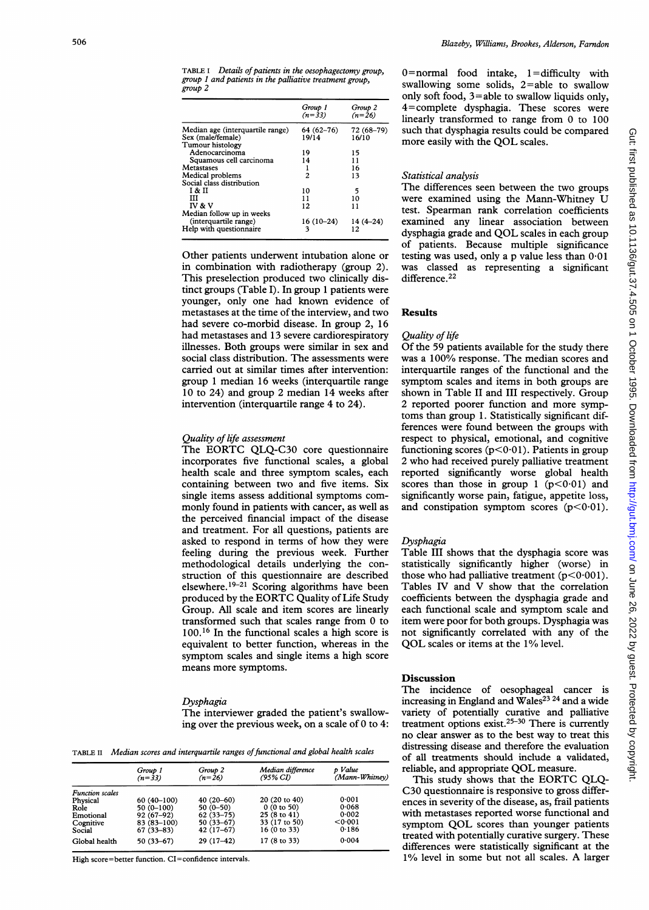TABLE I *Details of patients in the oesophagectomy group, group 1 and patients in the palliative treatment group, group 2*

| | Group 1 (n=33) | Group 2 (n=26) |
|---|---|---|
| Median age (interquartile range) | 64 (62–76) | 72 (68–79) |
| Sex (male/female) | 19/14 | 16/10 |
| Tumour histology | | |
| Adenocarcinoma | 19 | 15 |
| Squamous cell carcinoma | 14 | 11 |
| Metastases | 1 | 16 |
| Medical problems | 2 | 13 |
| Social class distribution | | |
| I & II | 10 | 5 |
| III | 11 | 10 |
| IV & V | 12 | 11 |
| Median follow up in weeks (interquartile range) | 16 (10–24) | 14 (4–24) |
| Help with questionnaire | 3 | 12 |

Other patients underwent intubation alone or in combination with radiotherapy (group 2). This preselection produced two clinically distinct groups (Table I). In group 1 patients were younger, only one had known evidence of metastases at the time of the interview, and two had severe co-morbid disease. In group 2, 16 had metastases and 13 severe cardiorespiratory illnesses. Both groups were similar in sex and social class distribution. The assessments were carried out at similar times after intervention: group 1 median 16 weeks (interquartile range 10 to 24) and group 2 median 14 weeks after intervention (interquartile range 4 to 24).

### *Quality of life assessment*

The EORTC QLQ-C30 core questionnaire incorporates five functional scales, a global health scale and three symptom scales, each containing between two and five items. Six single items assess additional symptoms commonly found in patients with cancer, as well as the perceived financial impact of the disease and treatment. For all questions, patients are asked to respond in terms of how they were feeling during the previous week. Further methodological details underlying the construction of this questionnaire are described elsewhere.[19–21] Scoring algorithms have been produced by the EORTC Quality of Life Study Group. All scale and item scores are linearly transformed such that scales range from 0 to 100.[16] In the functional scales a high score is equivalent to better function, whereas in the symptom scales and single items a high score means more symptoms.

### *Dysphagia*

The interviewer graded the patient's swallowing over the previous week, on a scale of 0 to 4: 0=normal food intake, 1=difficulty with swallowing some solids, 2=able to swallow only soft food, 3=able to swallow liquids only, 4=complete dysphagia. These scores were linearly transformed to range from 0 to 100 such that dysphagia results could be compared more easily with the QOL scales.

### *Statistical analysis*

The differences seen between the two groups were examined using the Mann-Whitney U test. Spearman rank correlation coefficients examined any linear association between dysphagia grade and QOL scales in each group of patients. Because multiple significance testing was used, only a p value less than 0·01 was classed as representing a significant difference.[22]

## Results

### *Quality of life*

Of the 59 patients available for the study there was a 100% response. The median scores and interquartile ranges of the functional and the symptom scales and items in both groups are shown in Table II and III respectively. Group 2 reported poorer function and more symptoms than group 1. Statistically significant differences were found between the groups with respect to physical, emotional, and cognitive functioning scores ($p<0·01$). Patients in group 2 who had received purely palliative treatment reported significantly worse global health scores than those in group 1 ($p<0·01$) and significantly worse pain, fatigue, appetite loss, and constipation symptom scores ($p<0·01$).

### *Dysphagia*

Table III shows that the dysphagia score was statistically significantly higher (worse) in those who had palliative treatment ($p<0·001$). Tables IV and V show that the correlation coefficients between the dysphagia grade and each functional scale and symptom scale and item were poor for both groups. Dysphagia was not significantly correlated with any of the QOL scales or items at the 1% level.

## Discussion

The incidence of oesophageal cancer is increasing in England and Wales[23 24] and a wide variety of potentially curative and palliative treatment options exist.[25–30] There is currently no clear answer as to the best way to treat this distressing disease and therefore the evaluation of all treatments should include a validated, reliable, and appropriate QOL measure.

This study shows that the EORTC QLQ-C30 questionnaire is responsive to gross differences in severity of the disease, as, frail patients with metastases reported worse functional and symptom QOL scores than younger patients treated with potentially curative surgery. These differences were statistically significant at the 1% level in some but not all scales. A larger

TABLE II *Median scores and interquartile ranges of functional and global health scales*

| | Group 1 (n=33) | Group 2 (n=26) | Median difference (95% CI) | p Value (Mann-Whitney) |
|---|---|---|---|---|
| *Function scales* | | | | |
| Physical | 60 (40–100) | 40 (20–60) | 20 (20 to 40) | 0·001 |
| Role | 50 (0–100) | 50 (0–50) | 0 (0 to 50) | 0·068 |
| Emotional | 92 (67–92) | 62 (33–75) | 25 (8 to 41) | 0·002 |
| Cognitive | 83 (83–100) | 50 (33–67) | 33 (17 to 50) | <0·001 |
| Social | 67 (33–83) | 42 (17–67) | 16 (0 to 33) | 0·186 |
| Global health | 50 (33–67) | 29 (17–42) | 17 (8 to 33) | 0·004 |

High score=better function. CI=confidence intervals.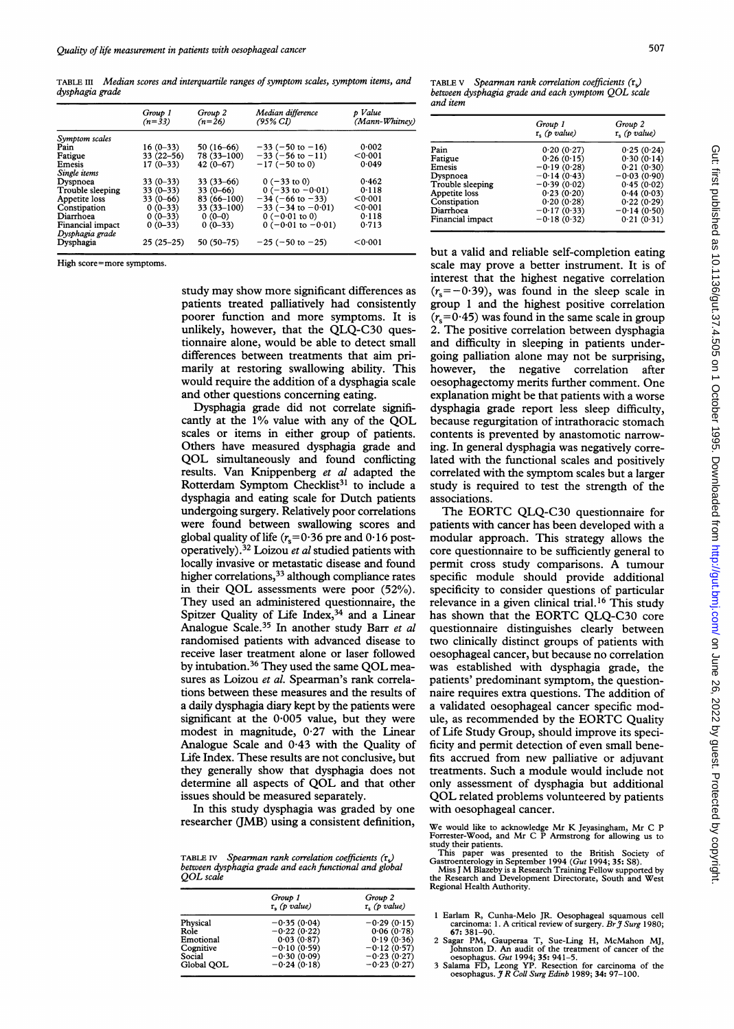TABLE III *Median scores and interquartile ranges of symptom scales, symptom items, and dysphagia grade*

| | Group 1 (n=33) | Group 2 (n=26) | Median difference (95% CI) | p Value (Mann-Whitney) |
|---|---|---|---|---|
| *Symptom scales* | | | | |
| Pain | 16 (0–33) | 50 (16–66) | −33 (−50 to −16) | 0·002 |
| Fatigue | 33 (22–56) | 78 (33–100) | −33 (−56 to −11) | <0·001 |
| Emesis | 17 (0–33) | 42 (0–67) | −17 (−50 to 0) | 0·049 |
| *Single items* | | | | |
| Dyspnoea | 33 (0–33) | 33 (33–66) | 0 (−33 to 0) | 0·462 |
| Trouble sleeping | 33 (0–33) | 33 (0–66) | 0 (−33 to −0·01) | 0·118 |
| Appetite loss | 33 (0–66) | 83 (66–100) | −34 (−66 to −33) | <0·001 |
| Constipation | 0 (0–33) | 33 (33–100) | −33 (−34 to −0·01) | <0·001 |
| Diarrhoea | 0 (0–33) | 0 (0–0) | 0 (−0·01 to 0) | 0·118 |
| Financial impact | 0 (0–33) | 0 (0–33) | 0 (−0·01 to −0·01) | 0·713 |
| *Dysphagia grade* | | | | |
| Dysphagia | 25 (25–25) | 50 (50–75) | −25 (−50 to −25) | <0·001 |

High score=more symptoms.

study may show more significant differences as patients treated palliatively had consistently poorer function and more symptoms. It is unlikely, however, that the QLQ-C30 questionnaire alone, would be able to detect small differences between treatments that aim primarily at restoring swallowing ability. This would require the addition of a dysphagia scale and other questions concerning eating.

Dysphagia grade did not correlate significantly at the 1% value with any of the QOL scales or items in either group of patients. Others have measured dysphagia grade and QOL simultaneously and found conflicting results. Van Knippenberg *et al* adapted the Rotterdam Symptom Checklist[31] to include a dysphagia and eating scale for Dutch patients undergoing surgery. Relatively poor correlations were found between swallowing scores and global quality of life ($r_s$=0·36 pre and 0·16 postoperatively).[32] Loizou *et al* studied patients with locally invasive or metastatic disease and found higher correlations,[33] although compliance rates in their QOL assessments were poor (52%). They used an administered questionnaire, the Spitzer Quality of Life Index,[34] and a Linear Analogue Scale.[35] In another study Barr *et al* randomised patients with advanced disease to receive laser treatment alone or laser followed by intubation.[36] They used the same QOL measures as Loizou *et al.* Spearman's rank correlations between these measures and the results of a daily dysphagia diary kept by the patients were significant at the 0·005 value, but they were modest in magnitude, 0·27 with the Linear Analogue Scale and 0·43 with the Quality of Life Index. These results are not conclusive, but they generally show that dysphagia does not determine all aspects of QOL and that other issues should be measured separately.

In this study dysphagia was graded by one researcher (JMB) using a consistent definition,

TABLE IV *Spearman rank correlation coefficients ($r_s$) between dysphagia grade and each functional and global QOL scale*

| | Group 1 $r_s$ (p value) | Group 2 $r_s$ (p value) |
|---|---|---|
| Physical | −0·35 (0·04) | −0·29 (0·15) |
| Role | −0·22 (0·22) | 0·06 (0·78) |
| Emotional | 0·03 (0·87) | 0·19 (0·36) |
| Cognitive | −0·10 (0·59) | −0·12 (0·57) |
| Social | −0·30 (0·09) | −0·23 (0·27) |
| Global QOL | −0·24 (0·18) | −0·23 (0·27) |

TABLE V *Spearman rank correlation coefficients ($r_s$) between dysphagia grade and each symptom QOL scale and item*

| | Group 1 $r_s$ (p value) | Group 2 $r_s$ (p value) |
|---|---|---|
| Pain | 0·20 (0·27) | 0·25 (0·24) |
| Fatigue | 0·26 (0·15) | 0·30 (0·14) |
| Emesis | −0·19 (0·28) | 0·21 (0·30) |
| Dyspnoea | −0·14 (0·43) | −0·03 (0·90) |
| Trouble sleeping | −0·39 (0·02) | 0·45 (0·02) |
| Appetite loss | 0·23 (0·20) | 0·44 (0·03) |
| Constipation | 0·20 (0·28) | 0·22 (0·29) |
| Diarrhoea | −0·17 (0·33) | −0·14 (0·50) |
| Financial impact | −0·18 (0·32) | 0·21 (0·31) |

but a valid and reliable self-completion eating scale may prove a better instrument. It is of interest that the highest negative correlation ($r_s$=−0·39), was found in the sleep scale in group 1 and the highest positive correlation ($r_s$=0·45) was found in the same scale in group 2. The positive correlation between dysphagia and difficulty in sleeping in patients undergoing palliation alone may not be surprising, however, the negative correlation after oesophagectomy merits further comment. One explanation might be that patients with a worse dysphagia grade report less sleep difficulty, because regurgitation of intrathoracic stomach contents is prevented by anastomotic narrowing. In general dysphagia was negatively correlated with the functional scales and positively correlated with the symptom scales but a larger study is required to test the strength of the associations.

The EORTC QLQ-C30 questionnaire for patients with cancer has been developed with a modular approach. This strategy allows the core questionnaire to be sufficiently general to permit cross study comparisons. A tumour specific module should provide additional specificity to consider questions of particular relevance in a given clinical trial.[16] This study has shown that the EORTC QLQ-C30 core questionnaire distinguishes clearly between two clinically distinct groups of patients with oesophageal cancer, but because no correlation was established with dysphagia grade, the patients' predominant symptom, the questionnaire requires extra questions. The addition of a validated oesophageal cancer specific module, as recommended by the EORTC Quality of Life Study Group, should improve its specificity and permit detection of even small benefits accrued from new palliative or adjuvant treatments. Such a module would include not only assessment of dysphagia but additional QOL related problems volunteered by patients with oesophageal cancer.

We would like to acknowledge Mr K Jeyasingham, Mr C P Forrester-Wood, and Mr C P Armstrong for allowing us to study their patients.

This paper was presented to the British Society of Gastroenterology in September 1994 (*Gut* 1994; **35:** S8).

Miss J M Blazeby is a Research Training Fellow supported by the Research and Development Directorate, South and West Regional Health Authority.

1 Earlam R, Cunha-Melo JR. Oesophageal squamous cell carcinoma: 1. A critical review of surgery. *Br J Surg* 1980; **67:** 381–90.
2 Sagar PM, Gauperaa T, Sue-Ling H, McMahon MJ, Johnston D. An audit of the treatment of cancer of the oesophagus. *Gut* 1994; **35:** 941–5.
3 Salama FD, Leong YP. Resection for carcinoma of the oesophagus. *J R Coll Surg Edinb* 1989; **34:** 97–100.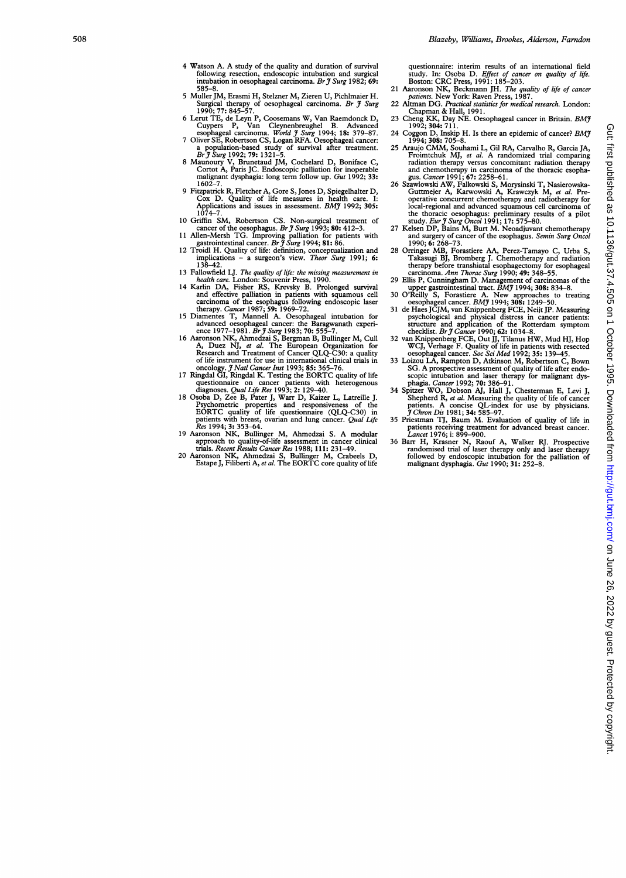4 Watson A. A study of the quality and duration of survival following resection, endoscopic intubation and surgical intubation in oesophageal carcinoma. *Br J Surg* 1982; **69:** 585–8.

5 Muller JM, Erasmi H, Stelzner M, Zieren U, Pichlmaier H. Surgical therapy of oesophageal carcinoma. *Br J Surg* 1990; **77:** 845–57.

6 Lerut TE, de Leyn P, Coosemans W, Van Raemdonck D, Cuypers P, Van Cleynenbreughel B. Advanced esophageal carcinoma. *World J Surg* 1994; **18:** 379–87.

7 Oliver SE, Robertson CS, Logan RFA. Oesophageal cancer: a population-based study of survival after treatment. *Br J Surg* 1992; **79:** 1321–5.

8 Maunoury V, Brunetaud JM, Cochelard D, Boniface C, Cortot A, Paris JC. Endoscopic palliation for inoperable malignant dysphagia: long term follow up. *Gut* 1992; **33:** 1602–7.

9 Fitzpatrick R, Fletcher A, Gore S, Jones D, Spiegelhalter D, Cox D. Quality of life measures in health care. I: Applications and issues in assessment. *BMJ* 1992; **305:** 1074–7.

10 Griffin SM, Robertson CS. Non-surgical treatment of cancer of the oesophagus. *Br J Surg* 1993; **80:** 412–3.

11 Allen-Mersh TG. Improving palliation for patients with gastrointestinal cancer. *Br J Surg* 1994; **81:** 86.

12 Troidl H. Quality of life: definition, conceptualization and implications – a surgeon's view. *Theor Surg* 1991; **6:** 138–42.

13 Fallowfield LJ. *The quality of life: the missing measurement in health care.* London: Souvenir Press, 1990.

14 Karlin DA, Fisher RS, Krevsky B. Prolonged survival and effective palliation in patients with squamous cell carcinoma of the esophagus following endoscopic laser therapy. *Cancer* 1987; **59:** 1969–72.

15 Diamentes T, Mannell A. Oesophageal intubation for advanced oesophageal cancer: the Baragwanath experience 1977–1981. *Br J Surg* 1983; **70:** 555–7.

16 Aaronson NK, Ahmedzai S, Bergman B, Bullinger M, Cull A, Duez NJ, *et al.* The European Organization for Research and Treatment of Cancer QLQ-C30: a quality of life instrument for use in international clinical trials in oncology. *J Natl Cancer Inst* 1993; **85:** 365–76.

17 Ringdal GI, Ringdal K. Testing the EORTC quality of life questionnaire on cancer patients with heterogenous diagnoses. *Qual Life Res* 1993; **2:** 129–40.

18 Osoba D, Zee B, Pater J, Warr D, Kaizer L, Latreille J. Psychometric properties and responsiveness of the EORTC quality of life questionnaire (QLQ-C30) in patients with breast, ovarian and lung cancer. *Qual Life Res* 1994; **3:** 353–64.

19 Aaronson NK, Bullinger M, Ahmedzai S. A modular approach to quality-of-life assessment in cancer clinical trials. *Recent Results Cancer Res* 1988; **111:** 231–49.

20 Aaronson NK, Ahmedzai S, Bullinger M, Crabeels D, Estape J, Filiberti A, *et al.* The EORTC core quality of life questionnaire: interim results of an international field study. In: Osoba D. *Effect of cancer on quality of life.* Boston: CRC Press, 1991: 185–203.

21 Aaronson NK, Beckmann JH. *The quality of life of cancer patients.* New York: Raven Press, 1987.

22 Altman DG. *Practical statistics for medical research.* London: Chapman & Hall, 1991.

23 Cheng KK, Day NE. Oesophageal cancer in Britain. *BMJ* 1992; **304:** 711.

24 Coggon D, Inskip H. Is there an epidemic of cancer? *BMJ* 1994; **308:** 705–8.

25 Araujo CMM, Souhami L, Gil RA, Carvalho R, Garcia JA, Froimtchuk MJ, *et al.* A randomized trial comparing radiation therapy versus concomitant radiation therapy and chemotherapy in carcinoma of the thoracic esophagus. *Cancer* 1991; **67:** 2258–61.

26 Szawlowski AW, Falkowski S, Morysinski T, Nasierowska-Guttmejer A, Karwowski A, Krawczyk M, *et al.* Preoperative concurrent chemotherapy and radiotherapy for local-regional and advanced squamous cell carcinoma of the thoracic oesophagus: preliminary results of a pilot study. *Eur J Surg Oncol* 1991; **17:** 575–80.

27 Kelsen DP, Bains M, Burt M. Neoadjuvant chemotherapy and surgery of cancer of the esophagus. *Semin Surg Oncol* 1990; **6:** 268–73.

28 Orringer MB, Forastiere AA, Perez-Tamayo C, Urba S, Takasugi BJ, Bromberg J. Chemotherapy and radiation therapy before transhiatal esophagectomy for esophageal carcinoma. *Ann Thorac Surg* 1990; **49:** 348–55.

29 Ellis P, Cunningham D. Management of carcinomas of the upper gastrointestinal tract. *BMJ* 1994; **308:** 834–8.

30 O'Reilly S, Forastiere A. New approaches to treating oesophageal cancer. *BMJ* 1994; **308:** 1249–50.

31 de Haes JCJM, van Knippenberg FCE, Neijt JP. Measuring psychological and physical distress in cancer patients: structure and application of the Rotterdam symptom checklist. *Br J Cancer* 1990; **62:** 1034–8.

32 van Knippenberg FCE, Out JJ, Tilanus HW, Mud HJ, Hop WCJ, Verhage F. Quality of life in patients with resected oesophageal cancer. *Soc Sci Med* 1992; **35:** 139–45.

33 Loizou LA, Rampton D, Atkinson M, Robertson C, Bown SG. A prospective assessment of quality of life after endoscopic intubation and laser therapy for malignant dysphagia. *Cancer* 1992; **70:** 386–91.

34 Spitzer WO, Dobson AJ, Hall J, Chesterman E, Levi J, Shepherd R, *et al.* Measuring the quality of life of cancer patients. A concise QL-index for use by physicians. *J Chron Dis* 1981; **34:** 585–97.

35 Priestman TJ, Baum M. Evaluation of quality of life in patients receiving treatment for advanced breast cancer. *Lancet* 1976; **i:** 899–900.

36 Barr H, Krasner N, Raouf A, Walker RJ. Prospective randomised trial of laser therapy only and laser therapy followed by endoscopic intubation for the palliation of malignant dysphagia. *Gut* 1990; **31:** 252–8.